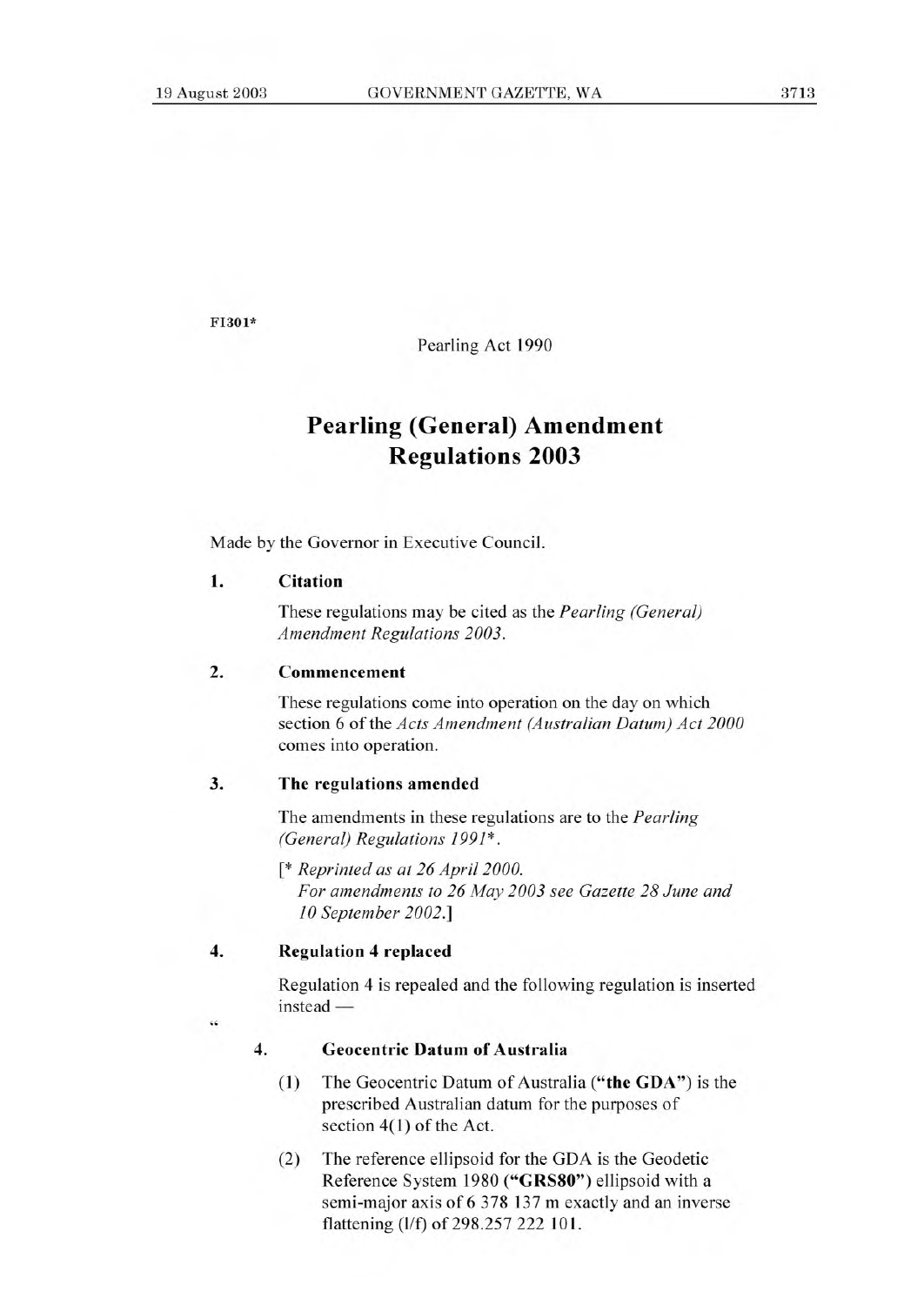FI301*

Pearling Act 1990

# Pearling (General) Amendment Regulations 2003

Made by the Governor in Executive Council.

**1. Citation**

These regulations may be cited as the *Pearling (General) Amendment Regulations 2003*.

**2. Commencement**

These regulations come into operation on the day on which section 6 of the *Acts Amendment (Australian Datum) Act 2000* comes into operation.

**3. The regulations amended**

The amendments in these regulations are to the *Pearling (General) Regulations 1991\**.

[\* *Reprinted as at 26 April 2000. For amendments to 26 May 2003 see Gazette 28 June and 10 September 2002.*]

**4. Regulation 4 replaced**

Regulation 4 is repealed and the following regulation is inserted instead —

"

**4. Geocentric Datum of Australia**

(1) The Geocentric Datum of Australia (**"the GDA"**) is the prescribed Australian datum for the purposes of section 4(1) of the Act.

(2) The reference ellipsoid for the GDA is the Geodetic Reference System 1980 (**"GRS80"**) ellipsoid with a semi-major axis of 6 378 137 m exactly and an inverse flattening (l/f) of 298.257 222 101.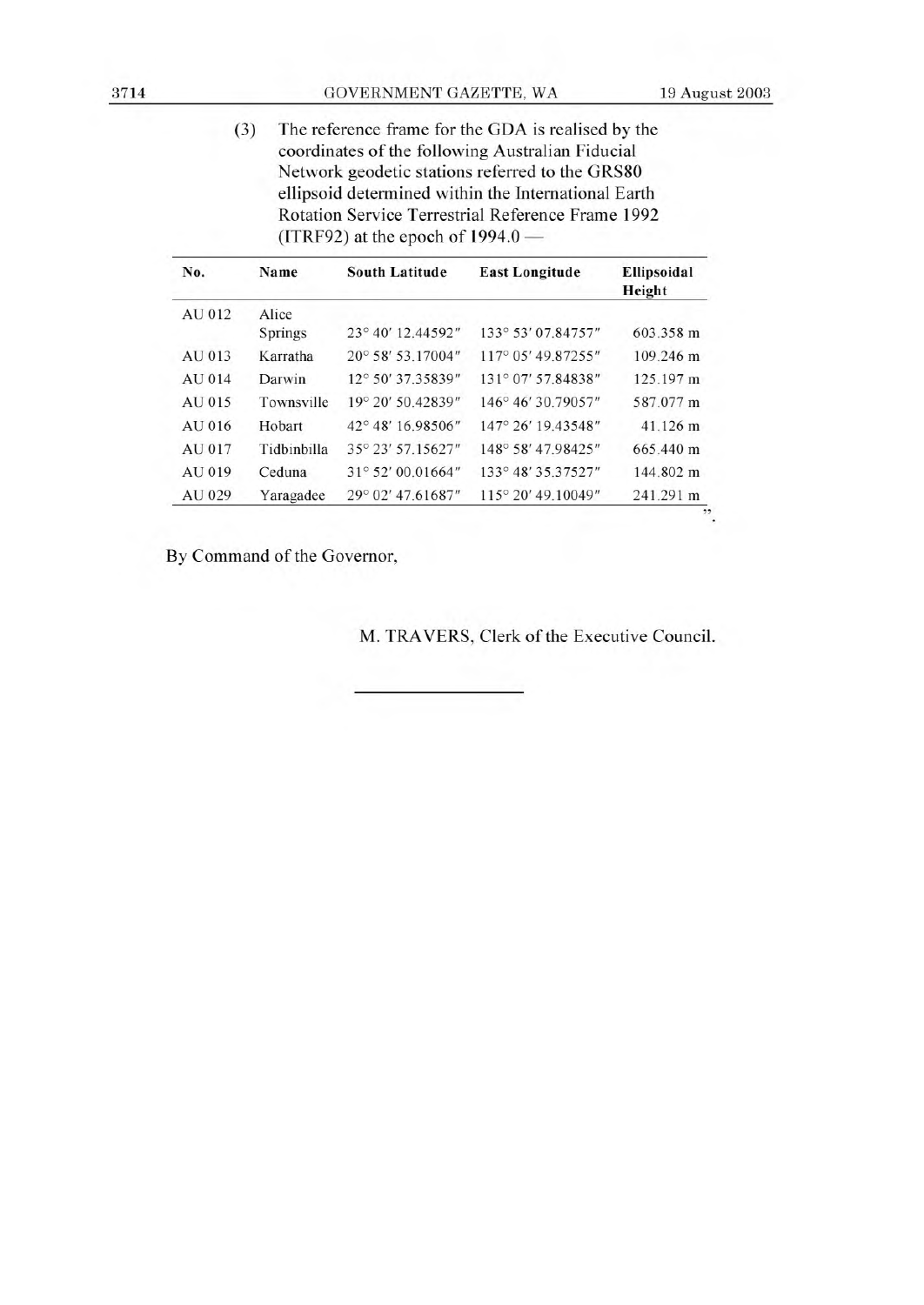(3) The reference frame for the GDA is realised by the coordinates of the following Australian Fiducial Network geodetic stations referred to the GRS80 ellipsoid determined within the International Earth Rotation Service Terrestrial Reference Frame 1992 (ITRF92) at the epoch of 1994.0 —

| No. | Name | South Latitude | East Longitude | Ellipsoidal Height |
|---|---|---|---|---|
| AU 012 | Alice Springs | 23° 40′ 12.44592″ | 133° 53′ 07.84757″ | 603.358 m |
| AU 013 | Karratha | 20° 58′ 53.17004″ | 117° 05′ 49.87255″ | 109.246 m |
| AU 014 | Darwin | 12° 50′ 37.35839″ | 131° 07′ 57.84838″ | 125.197 m |
| AU 015 | Townsville | 19° 20′ 50.42839″ | 146° 46′ 30.79057″ | 587.077 m |
| AU 016 | Hobart | 42° 48′ 16.98506″ | 147° 26′ 19.43548″ | 41.126 m |
| AU 017 | Tidbinbilla | 35° 23′ 57.15627″ | 148° 58′ 47.98425″ | 665.440 m |
| AU 019 | Ceduna | 31° 52′ 00.01664″ | 133° 48′ 35.37527″ | 144.802 m |
| AU 029 | Yaragadee | 29° 02′ 47.61687″ | 115° 20′ 49.10049″ | 241.291 m |

”.

By Command of the Governor,

M. TRAVERS, Clerk of the Executive Council.

---